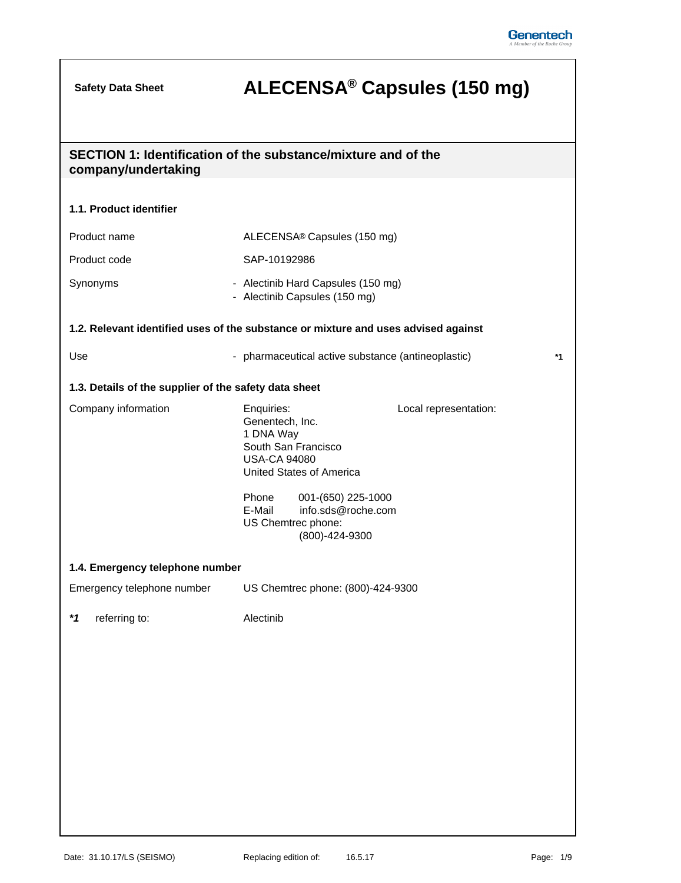**Safety Data Sheet**

# ALECENSA® Capsules (150 mg)

## SECTION 1: Identification of the substance/mixture and of the company/undertaking

### 1.1. Product identifier

| | |
|---|---|
| Product name | ALECENSA® Capsules (150 mg) |
| Product code | SAP-10192986 |
| Synonyms | - Alectinib Hard Capsules (150 mg)<br>- Alectinib Capsules (150 mg) |

### 1.2. Relevant identified uses of the substance or mixture and uses advised against

| | | |
|---|---|---|
| Use | - pharmaceutical active substance (antineoplastic) | *1 |

### 1.3. Details of the supplier of the safety data sheet

Company information

Enquiries:
Genentech, Inc.
1 DNA Way
South San Francisco
USA-CA 94080
United States of America

Phone 001-(650) 225-1000
E-Mail info.sds@roche.com
US Chemtrec phone:
(800)-424-9300

Local representation:

### 1.4. Emergency telephone number

| | |
|---|---|
| Emergency telephone number | US Chemtrec phone: (800)-424-9300 |

***1** referring to: Alectinib

Date: 31.10.17/LS (SEISMO) Replacing edition of: 16.5.17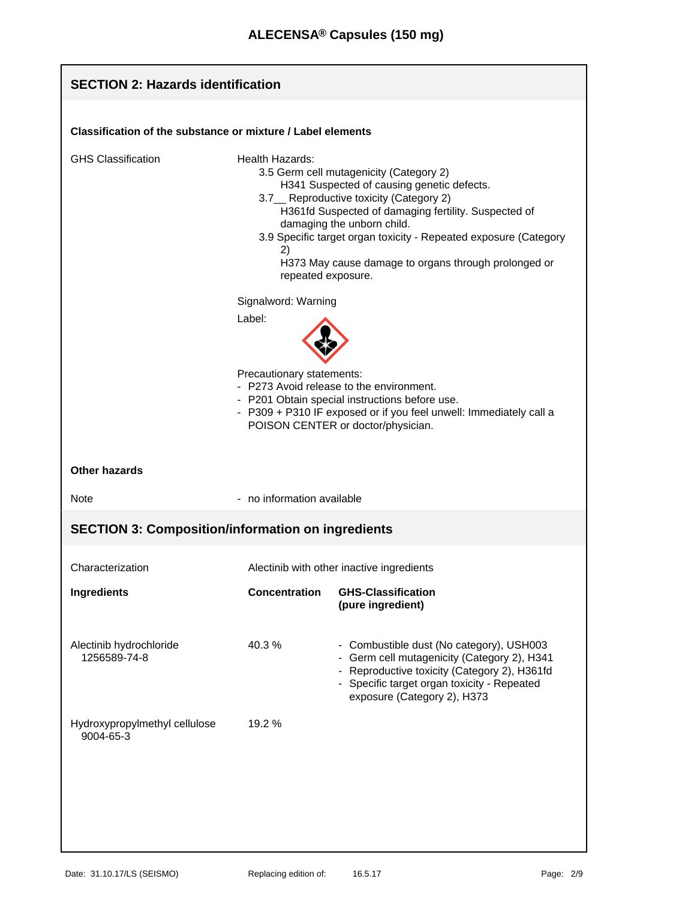## SECTION 2: Hazards identification

### Classification of the substance or mixture / Label elements

GHS Classification

Health Hazards:

- 3.5 Germ cell mutagenicity (Category 2)
  - H341 Suspected of causing genetic defects.
- 3.7__ Reproductive toxicity (Category 2)
  - H361fd Suspected of damaging fertility. Suspected of damaging the unborn child.
- 3.9 Specific target organ toxicity - Repeated exposure (Category 2)
  - H373 May cause damage to organs through prolonged or repeated exposure.

Signalword: Warning

Label:

Precautionary statements:

- P273 Avoid release to the environment.
- P201 Obtain special instructions before use.
- P309 + P310 IF exposed or if you feel unwell: Immediately call a POISON CENTER or doctor/physician.

### Other hazards

Note - no information available

## SECTION 3: Composition/information on ingredients

Characterization: Alectinib with other inactive ingredients

| Ingredients | Concentration | GHS-Classification (pure ingredient) |
|---|---|---|
| Alectinib hydrochloride 1256589-74-8 | 40.3 % | - Combustible dust (No category), USH003<br>- Germ cell mutagenicity (Category 2), H341<br>- Reproductive toxicity (Category 2), H361fd<br>- Specific target organ toxicity - Repeated exposure (Category 2), H373 |
| Hydroxypropylmethyl cellulose 9004-65-3 | 19.2 % | |

Date: 31.10.17/LS (SEISMO) Replacing edition of: 16.5.17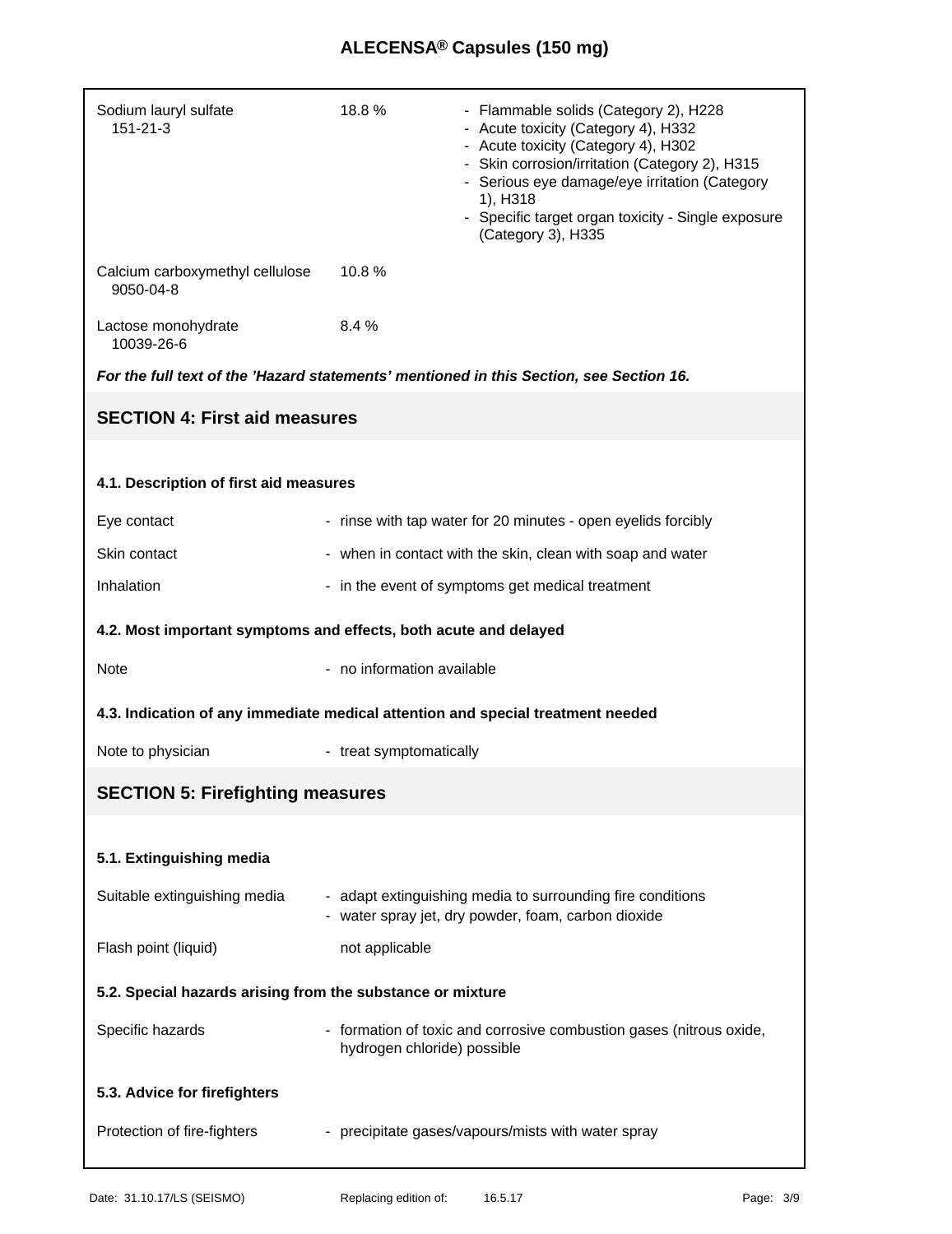| | | |
|---|---|---|
| Sodium lauryl sulfate<br>151-21-3 | 18.8 % | - Flammable solids (Category 2), H228<br>- Acute toxicity (Category 4), H332<br>- Acute toxicity (Category 4), H302<br>- Skin corrosion/irritation (Category 2), H315<br>- Serious eye damage/eye irritation (Category 1), H318<br>- Specific target organ toxicity - Single exposure (Category 3), H335 |
| Calcium carboxymethyl cellulose<br>9050-04-8 | 10.8 % | |
| Lactose monohydrate<br>10039-26-6 | 8.4 % | |

***For the full text of the 'Hazard statements' mentioned in this Section, see Section 16.***

## SECTION 4: First aid measures

### 4.1. Description of first aid measures

| | |
|---|---|
| Eye contact | - rinse with tap water for 20 minutes - open eyelids forcibly |
| Skin contact | - when in contact with the skin, clean with soap and water |
| Inhalation | - in the event of symptoms get medical treatment |

### 4.2. Most important symptoms and effects, both acute and delayed

| | |
|---|---|
| Note | - no information available |

### 4.3. Indication of any immediate medical attention and special treatment needed

| | |
|---|---|
| Note to physician | - treat symptomatically |

## SECTION 5: Firefighting measures

### 5.1. Extinguishing media

| | |
|---|---|
| Suitable extinguishing media | - adapt extinguishing media to surrounding fire conditions<br>- water spray jet, dry powder, foam, carbon dioxide |
| Flash point (liquid) | not applicable |

### 5.2. Special hazards arising from the substance or mixture

| | |
|---|---|
| Specific hazards | - formation of toxic and corrosive combustion gases (nitrous oxide, hydrogen chloride) possible |

### 5.3. Advice for firefighters

| | |
|---|---|
| Protection of fire-fighters | - precipitate gases/vapours/mists with water spray |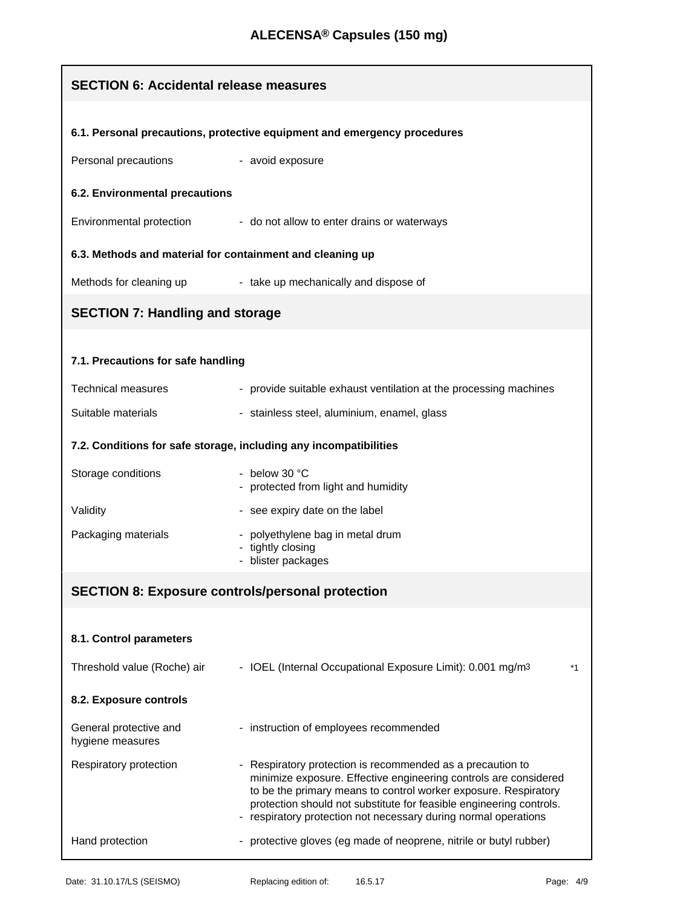## SECTION 6: Accidental release measures

### 6.1. Personal precautions, protective equipment and emergency procedures

| | |
|---|---|
| Personal precautions | - avoid exposure |

### 6.2. Environmental precautions

| | |
|---|---|
| Environmental protection | - do not allow to enter drains or waterways |

### 6.3. Methods and material for containment and cleaning up

| | |
|---|---|
| Methods for cleaning up | - take up mechanically and dispose of |

## SECTION 7: Handling and storage

### 7.1. Precautions for safe handling

| | |
|---|---|
| Technical measures | - provide suitable exhaust ventilation at the processing machines |
| Suitable materials | - stainless steel, aluminium, enamel, glass |

### 7.2. Conditions for safe storage, including any incompatibilities

| | |
|---|---|
| Storage conditions | - below 30 °C<br>- protected from light and humidity |
| Validity | - see expiry date on the label |
| Packaging materials | - polyethylene bag in metal drum<br>- tightly closing<br>- blister packages |

## SECTION 8: Exposure controls/personal protection

### 8.1. Control parameters

| | | |
|---|---|---|
| Threshold value (Roche) air | - IOEL (Internal Occupational Exposure Limit): 0.001 $mg/m^3$ | *1 |

### 8.2. Exposure controls

| | |
|---|---|
| General protective and hygiene measures | - instruction of employees recommended |
| Respiratory protection | - Respiratory protection is recommended as a precaution to minimize exposure. Effective engineering controls are considered to be the primary means to control worker exposure. Respiratory protection should not substitute for feasible engineering controls.<br>- respiratory protection not necessary during normal operations |
| Hand protection | - protective gloves (eg made of neoprene, nitrile or butyl rubber) |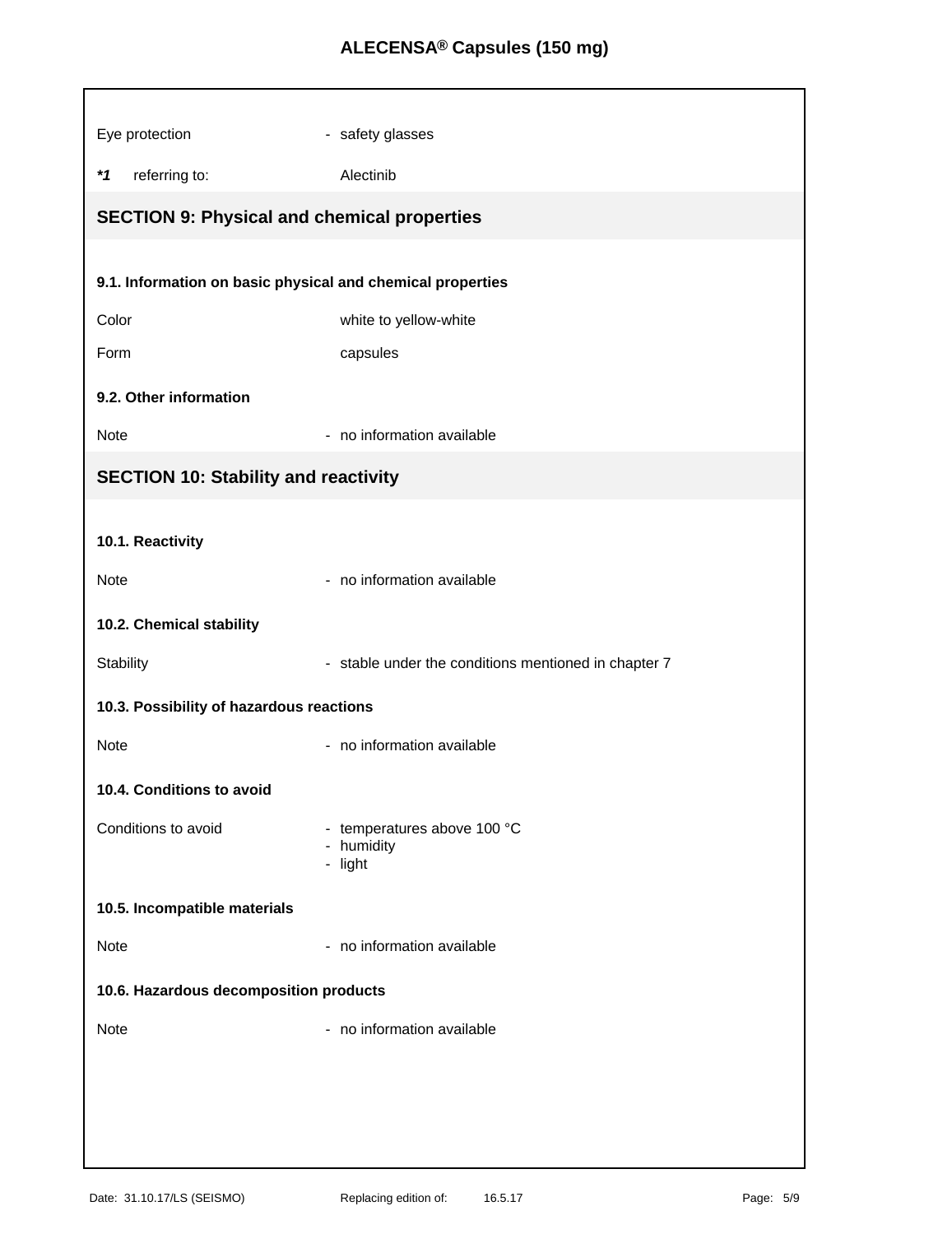Eye protection - safety glasses

***1** referring to: Alectinib

## SECTION 9: Physical and chemical properties

### 9.1. Information on basic physical and chemical properties

Color white to yellow-white

Form capsules

### 9.2. Other information

Note - no information available

## SECTION 10: Stability and reactivity

### 10.1. Reactivity

Note - no information available

### 10.2. Chemical stability

Stability - stable under the conditions mentioned in chapter 7

### 10.3. Possibility of hazardous reactions

Note - no information available

### 10.4. Conditions to avoid

Conditions to avoid
- temperatures above 100 °C
- humidity
- light

### 10.5. Incompatible materials

Note - no information available

### 10.6. Hazardous decomposition products

Note - no information available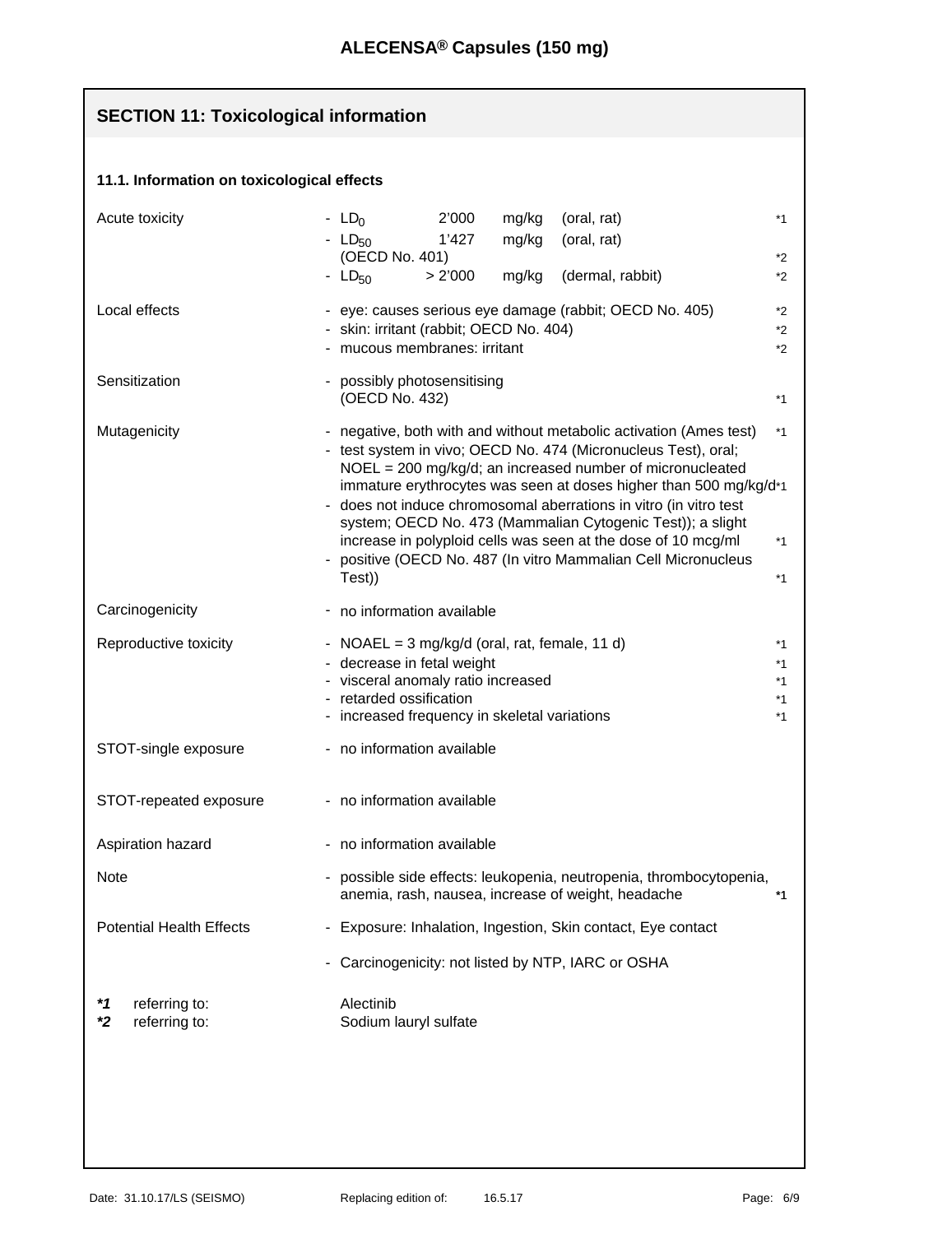## SECTION 11: Toxicological information

### 11.1. Information on toxicological effects

| | | |
|---|---|---|
| Acute toxicity | - $LD_0$ 2'000 mg/kg (oral, rat) | *1 |
| | - $LD_{50}$ 1'427 mg/kg (oral, rat) (OECD No. 401) | *2 |
| | - $LD_{50}$ > 2'000 mg/kg (dermal, rabbit) | *2 |
| Local effects | - eye: causes serious eye damage (rabbit; OECD No. 405) | *2 |
| | - skin: irritant (rabbit; OECD No. 404) | *2 |
| | - mucous membranes: irritant | *2 |
| Sensitization | - possibly photosensitising (OECD No. 432) | *1 |
| Mutagenicity | - negative, both with and without metabolic activation (Ames test) | *1 |
| | - test system in vivo; OECD No. 474 (Micronucleus Test), oral; NOEL = 200 mg/kg/d; an increased number of micronucleated immature erythrocytes was seen at doses higher than 500 mg/kg/d | *1 |
| | - does not induce chromosomal aberrations in vitro (in vitro test system; OECD No. 473 (Mammalian Cytogenic Test)); a slight increase in polyploid cells was seen at the dose of 10 mcg/ml | *1 |
| | - positive (OECD No. 487 (In vitro Mammalian Cell Micronucleus Test)) | *1 |
| Carcinogenicity | - no information available | |
| Reproductive toxicity | - NOAEL = 3 mg/kg/d (oral, rat, female, 11 d) | *1 |
| | - decrease in fetal weight | *1 |
| | - visceral anomaly ratio increased | *1 |
| | - retarded ossification | *1 |
| | - increased frequency in skeletal variations | *1 |
| STOT-single exposure | - no information available | |
| STOT-repeated exposure | - no information available | |
| Aspiration hazard | - no information available | |
| Note | - possible side effects: leukopenia, neutropenia, thrombocytopenia, anemia, rash, nausea, increase of weight, headache | **\*1** |
| Potential Health Effects | - Exposure: Inhalation, Ingestion, Skin contact, Eye contact | |
| | - Carcinogenicity: not listed by NTP, IARC or OSHA | |

***1** referring to: Alectinib
***2** referring to: Sodium lauryl sulfate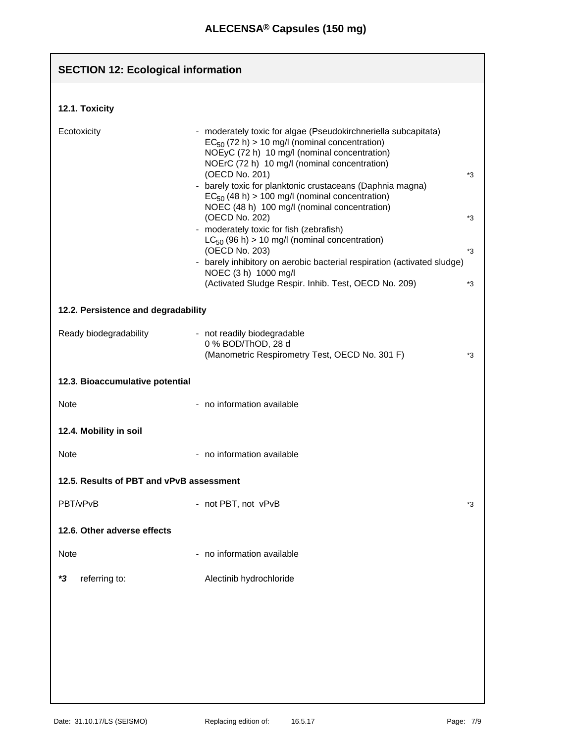## SECTION 12: Ecological information

### 12.1. Toxicity

Ecotoxicity

- moderately toxic for algae (Pseudokirchneriella subcapitata)
  $EC_{50}$ (72 h) > 10 mg/l (nominal concentration)
  NOEyC (72 h) 10 mg/l (nominal concentration)
  NOErC (72 h) 10 mg/l (nominal concentration)
  (OECD No. 201) *3
- barely toxic for planktonic crustaceans (Daphnia magna)
  $EC_{50}$ (48 h) > 100 mg/l (nominal concentration)
  NOEC (48 h) 100 mg/l (nominal concentration)
  (OECD No. 202) *3
- moderately toxic for fish (zebrafish)
  $LC_{50}$ (96 h) > 10 mg/l (nominal concentration)
  (OECD No. 203) *3
- barely inhibitory on aerobic bacterial respiration (activated sludge)
  NOEC (3 h) 1000 mg/l
  (Activated Sludge Respir. Inhib. Test, OECD No. 209) *3

### 12.2. Persistence and degradability

Ready biodegradability

- not readily biodegradable
  0 % BOD/ThOD, 28 d
  (Manometric Respirometry Test, OECD No. 301 F) *3

### 12.3. Bioaccumulative potential

Note

- no information available

### 12.4. Mobility in soil

Note

- no information available

### 12.5. Results of PBT and vPvB assessment

PBT/vPvB

- not PBT, not vPvB *3

### 12.6. Other adverse effects

Note

- no information available

***3** referring to: Alectinib hydrochloride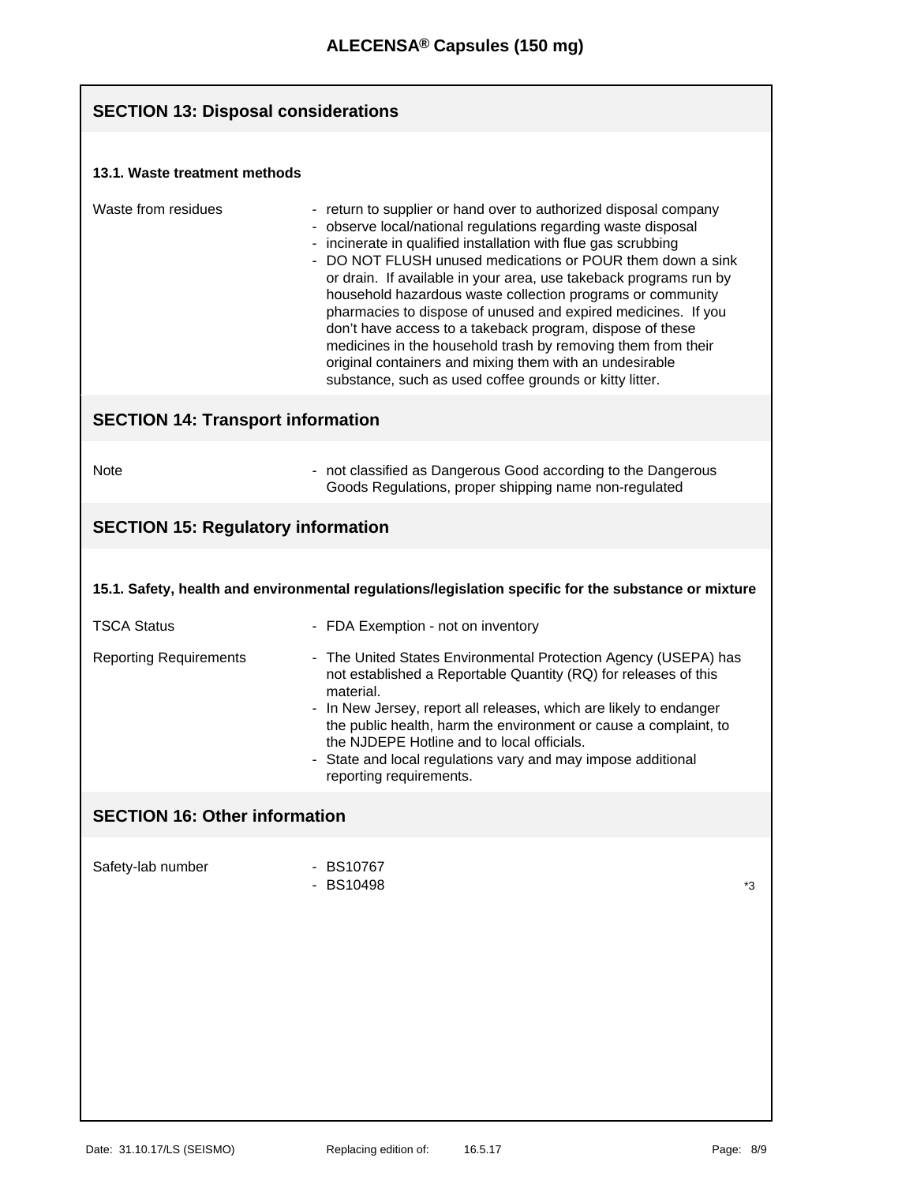## SECTION 13: Disposal considerations

### 13.1. Waste treatment methods

| | |
|---|---|
| Waste from residues | - return to supplier or hand over to authorized disposal company<br>- observe local/national regulations regarding waste disposal<br>- incinerate in qualified installation with flue gas scrubbing<br>- DO NOT FLUSH unused medications or POUR them down a sink or drain. If available in your area, use takeback programs run by household hazardous waste collection programs or community pharmacies to dispose of unused and expired medicines. If you don't have access to a takeback program, dispose of these medicines in the household trash by removing them from their original containers and mixing them with an undesirable substance, such as used coffee grounds or kitty litter. |

## SECTION 14: Transport information

| | |
|---|---|
| Note | - not classified as Dangerous Good according to the Dangerous Goods Regulations, proper shipping name non-regulated |

## SECTION 15: Regulatory information

### 15.1. Safety, health and environmental regulations/legislation specific for the substance or mixture

| | |
|---|---|
| TSCA Status | - FDA Exemption - not on inventory |
| Reporting Requirements | - The United States Environmental Protection Agency (USEPA) has not established a Reportable Quantity (RQ) for releases of this material.<br>- In New Jersey, report all releases, which are likely to endanger the public health, harm the environment or cause a complaint, to the NJDEPE Hotline and to local officials.<br>- State and local regulations vary and may impose additional reporting requirements. |

## SECTION 16: Other information

| | |
|---|---|
| Safety-lab number | - BS10767<br>- BS10498 *3 |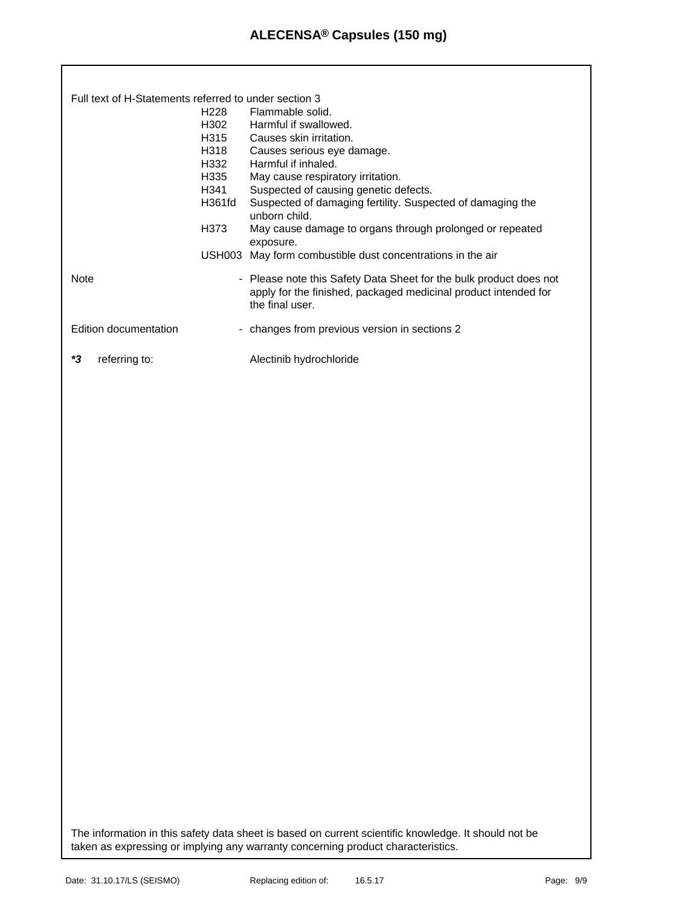Full text of H-Statements referred to under section 3

| | |
|---|---|
| H228 | Flammable solid. |
| H302 | Harmful if swallowed. |
| H315 | Causes skin irritation. |
| H318 | Causes serious eye damage. |
| H332 | Harmful if inhaled. |
| H335 | May cause respiratory irritation. |
| H341 | Suspected of causing genetic defects. |
| H361fd | Suspected of damaging fertility. Suspected of damaging the unborn child. |
| H373 | May cause damage to organs through prolonged or repeated exposure. |
| USH003 | May form combustible dust concentrations in the air |

Note - Please note this Safety Data Sheet for the bulk product does not apply for the finished, packaged medicinal product intended for the final user.

Edition documentation - changes from previous version in sections 2

***3** referring to: Alectinib hydrochloride

The information in this safety data sheet is based on current scientific knowledge. It should not be taken as expressing or implying any warranty concerning product characteristics.

Date: 31.10.17/LS (SEISMO) Replacing edition of: 16.5.17